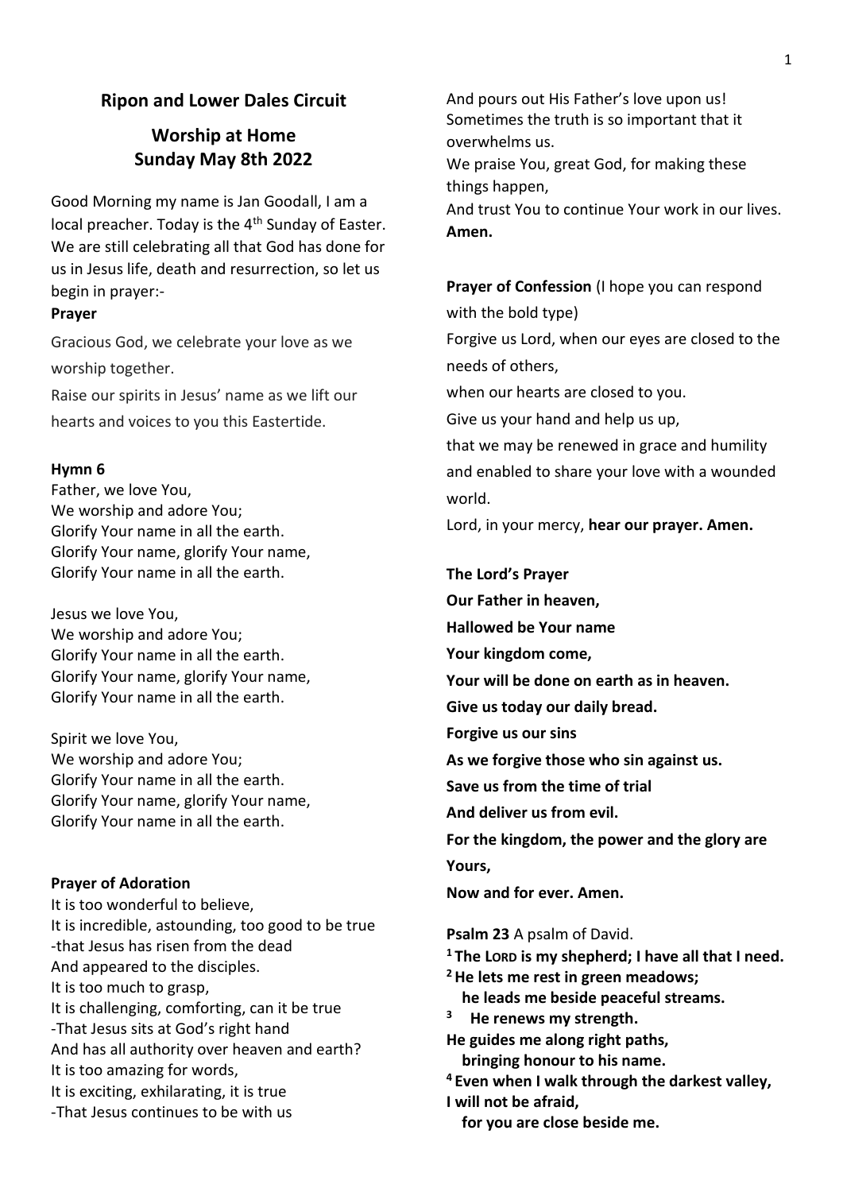## Ripon and Lower Dales Circuit

## Worship at Home
## Sunday May 8th 2022

Good Morning my name is Jan Goodall, I am a local preacher. Today is the 4th Sunday of Easter. We are still celebrating all that God has done for us in Jesus life, death and resurrection, so let us begin in prayer:-

**Prayer**

Gracious God, we celebrate your love as we worship together.

Raise our spirits in Jesus' name as we lift our hearts and voices to you this Eastertide.

**Hymn 6**

Father, we love You,
We worship and adore You;
Glorify Your name in all the earth.
Glorify Your name, glorify Your name,
Glorify Your name in all the earth.

Jesus we love You,
We worship and adore You;
Glorify Your name in all the earth.
Glorify Your name, glorify Your name,
Glorify Your name in all the earth.

Spirit we love You,
We worship and adore You;
Glorify Your name in all the earth.
Glorify Your name, glorify Your name,
Glorify Your name in all the earth.

**Prayer of Adoration**

It is too wonderful to believe,
It is incredible, astounding, too good to be true
-that Jesus has risen from the dead
And appeared to the disciples.
It is too much to grasp,
It is challenging, comforting, can it be true
-That Jesus sits at God's right hand
And has all authority over heaven and earth?
It is too amazing for words,
It is exciting, exhilarating, it is true
-That Jesus continues to be with us
And pours out His Father's love upon us!
Sometimes the truth is so important that it overwhelms us.
We praise You, great God, for making these things happen,
And trust You to continue Your work in our lives.
**Amen.**

**Prayer of Confession** (I hope you can respond with the bold type)

Forgive us Lord, when our eyes are closed to the needs of others,
when our hearts are closed to you.
Give us your hand and help us up,
that we may be renewed in grace and humility
and enabled to share your love with a wounded world.
Lord, in your mercy, **hear our prayer. Amen.**

**The Lord's Prayer**

**Our Father in heaven,**
**Hallowed be Your name**
**Your kingdom come,**
**Your will be done on earth as in heaven.**
**Give us today our daily bread.**
**Forgive us our sins**
**As we forgive those who sin against us.**
**Save us from the time of trial**
**And deliver us from evil.**
**For the kingdom, the power and the glory are Yours,**
**Now and for ever. Amen.**

**Psalm 23** A psalm of David.

**1 The LORD is my shepherd; I have all that I need.**
**2 He lets me rest in green meadows;**
**he leads me beside peaceful streams.**
**3 He renews my strength.**
**He guides me along right paths,**
**bringing honour to his name.**
**4 Even when I walk through the darkest valley,**
**I will not be afraid,**
**for you are close beside me.**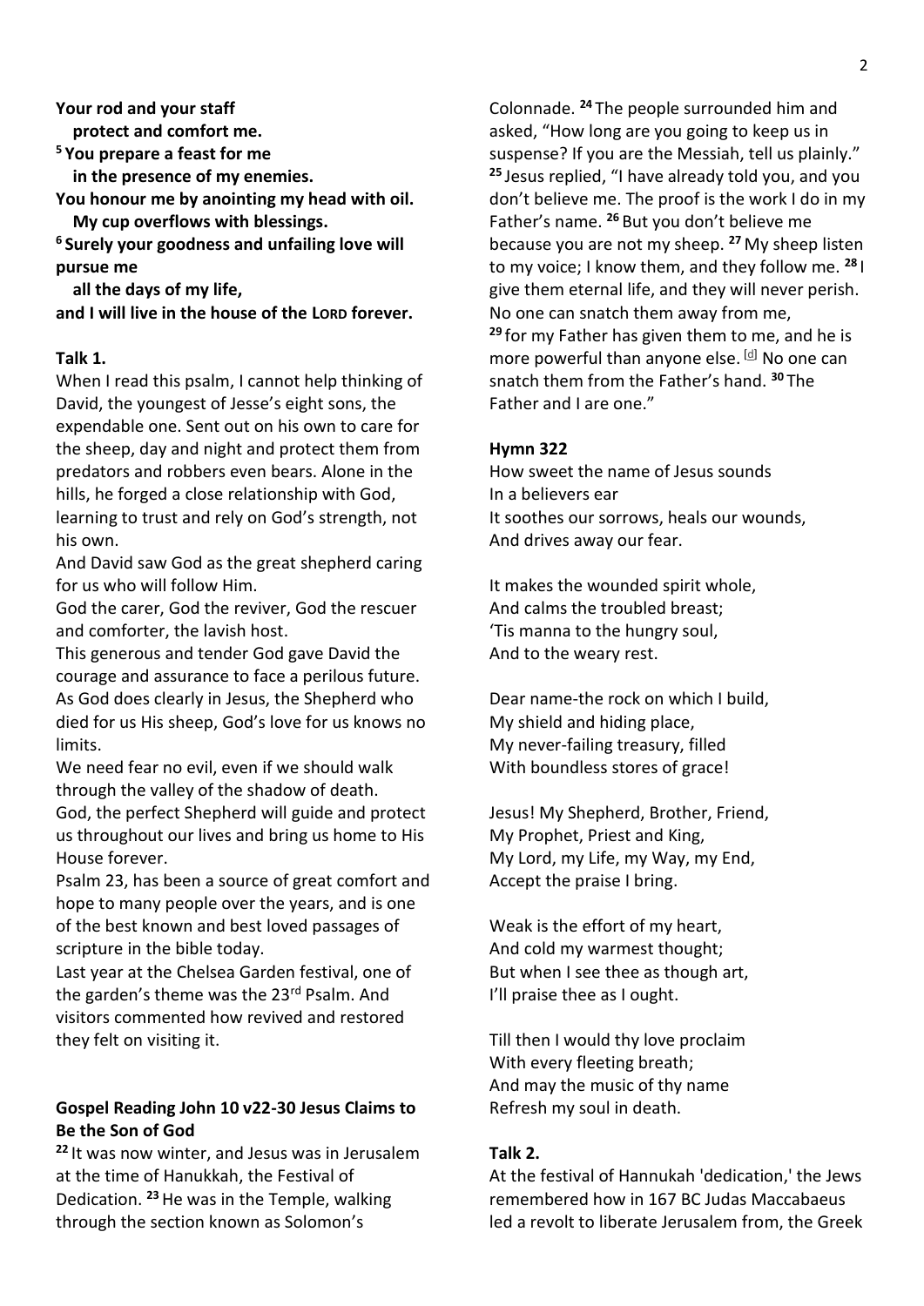**Your rod and your staff**
**protect and comfort me.**
**[5] You prepare a feast for me**
**in the presence of my enemies.**
**You honour me by anointing my head with oil.**
**My cup overflows with blessings.**
**[6] Surely your goodness and unfailing love will pursue me**
**all the days of my life,**
**and I will live in the house of the LORD forever.**

**Talk 1.**

When I read this psalm, I cannot help thinking of David, the youngest of Jesse's eight sons, the expendable one. Sent out on his own to care for the sheep, day and night and protect them from predators and robbers even bears. Alone in the hills, he forged a close relationship with God, learning to trust and rely on God's strength, not his own.

And David saw God as the great shepherd caring for us who will follow Him.

God the carer, God the reviver, God the rescuer and comforter, the lavish host.

This generous and tender God gave David the courage and assurance to face a perilous future. As God does clearly in Jesus, the Shepherd who died for us His sheep, God's love for us knows no limits.

We need fear no evil, even if we should walk through the valley of the shadow of death.

God, the perfect Shepherd will guide and protect us throughout our lives and bring us home to His House forever.

Psalm 23, has been a source of great comfort and hope to many people over the years, and is one of the best known and best loved passages of scripture in the bible today.

Last year at the Chelsea Garden festival, one of the garden's theme was the 23rd Psalm. And visitors commented how revived and restored they felt on visiting it.

**Gospel Reading John 10 v22-30 Jesus Claims to Be the Son of God**

[22] It was now winter, and Jesus was in Jerusalem at the time of Hanukkah, the Festival of Dedication. [23] He was in the Temple, walking through the section known as Solomon's Colonnade. [24] The people surrounded him and asked, "How long are you going to keep us in suspense? If you are the Messiah, tell us plainly." [25] Jesus replied, "I have already told you, and you don't believe me. The proof is the work I do in my Father's name. [26] But you don't believe me because you are not my sheep. [27] My sheep listen to my voice; I know them, and they follow me. [28] I give them eternal life, and they will never perish. No one can snatch them away from me, [29] for my Father has given them to me, and he is more powerful than anyone else. [d] No one can snatch them from the Father's hand. [30] The Father and I are one."

**Hymn 322**

How sweet the name of Jesus sounds
In a believers ear
It soothes our sorrows, heals our wounds,
And drives away our fear.

It makes the wounded spirit whole,
And calms the troubled breast;
'Tis manna to the hungry soul,
And to the weary rest.

Dear name-the rock on which I build,
My shield and hiding place,
My never-failing treasury, filled
With boundless stores of grace!

Jesus! My Shepherd, Brother, Friend,
My Prophet, Priest and King,
My Lord, my Life, my Way, my End,
Accept the praise I bring.

Weak is the effort of my heart,
And cold my warmest thought;
But when I see thee as though art,
I'll praise thee as I ought.

Till then I would thy love proclaim
With every fleeting breath;
And may the music of thy name
Refresh my soul in death.

**Talk 2.**

At the festival of Hannukah 'dedication,' the Jews remembered how in 167 BC Judas Maccabaeus led a revolt to liberate Jerusalem from, the Greek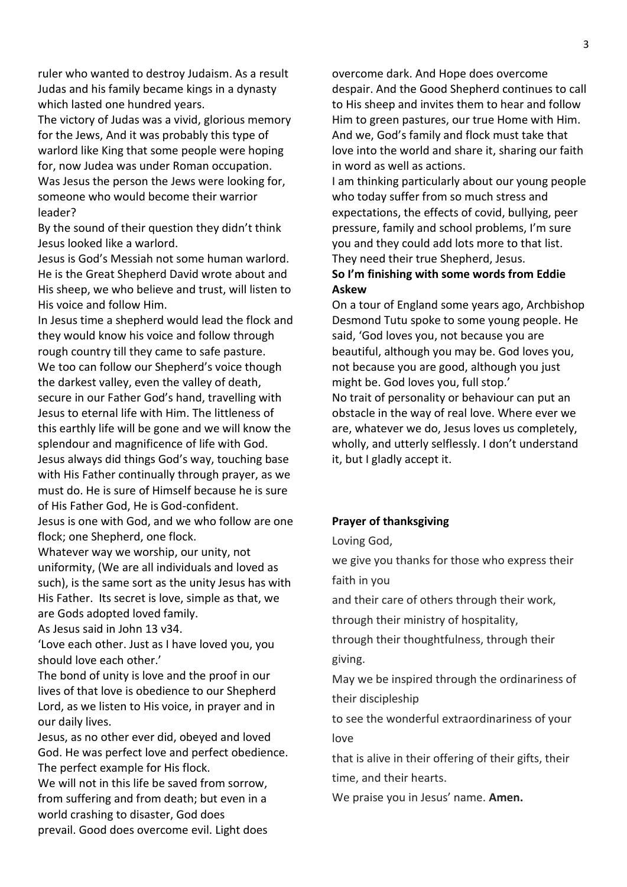ruler who wanted to destroy Judaism. As a result Judas and his family became kings in a dynasty which lasted one hundred years.

The victory of Judas was a vivid, glorious memory for the Jews, And it was probably this type of warlord like King that some people were hoping for, now Judea was under Roman occupation. Was Jesus the person the Jews were looking for, someone who would become their warrior leader?

By the sound of their question they didn't think Jesus looked like a warlord.

Jesus is God's Messiah not some human warlord. He is the Great Shepherd David wrote about and His sheep, we who believe and trust, will listen to His voice and follow Him.

In Jesus time a shepherd would lead the flock and they would know his voice and follow through rough country till they came to safe pasture. We too can follow our Shepherd's voice though the darkest valley, even the valley of death, secure in our Father God's hand, travelling with Jesus to eternal life with Him. The littleness of this earthly life will be gone and we will know the splendour and magnificence of life with God. Jesus always did things God's way, touching base with His Father continually through prayer, as we must do. He is sure of Himself because he is sure of His Father God, He is God-confident.

Jesus is one with God, and we who follow are one flock; one Shepherd, one flock.

Whatever way we worship, our unity, not uniformity, (We are all individuals and loved as such), is the same sort as the unity Jesus has with His Father. Its secret is love, simple as that, we are Gods adopted loved family.

As Jesus said in John 13 v34.

'Love each other. Just as I have loved you, you should love each other.'

The bond of unity is love and the proof in our lives of that love is obedience to our Shepherd Lord, as we listen to His voice, in prayer and in our daily lives.

Jesus, as no other ever did, obeyed and loved God. He was perfect love and perfect obedience. The perfect example for His flock.

We will not in this life be saved from sorrow, from suffering and from death; but even in a world crashing to disaster, God does prevail. Good does overcome evil. Light does overcome dark. And Hope does overcome despair. And the Good Shepherd continues to call to His sheep and invites them to hear and follow Him to green pastures, our true Home with Him. And we, God's family and flock must take that love into the world and share it, sharing our faith in word as well as actions.

I am thinking particularly about our young people who today suffer from so much stress and expectations, the effects of covid, bullying, peer pressure, family and school problems, I'm sure you and they could add lots more to that list. They need their true Shepherd, Jesus.

**So I'm finishing with some words from Eddie Askew**

On a tour of England some years ago, Archbishop Desmond Tutu spoke to some young people. He said, 'God loves you, not because you are beautiful, although you may be. God loves you, not because you are good, although you just might be. God loves you, full stop.'

No trait of personality or behaviour can put an obstacle in the way of real love. Where ever we are, whatever we do, Jesus loves us completely, wholly, and utterly selflessly. I don't understand it, but I gladly accept it.

**Prayer of thanksgiving**

Loving God,

we give you thanks for those who express their faith in you

and their care of others through their work,

through their ministry of hospitality,

through their thoughtfulness, through their giving.

May we be inspired through the ordinariness of their discipleship

to see the wonderful extraordinariness of your love

that is alive in their offering of their gifts, their time, and their hearts.

We praise you in Jesus' name. **Amen.**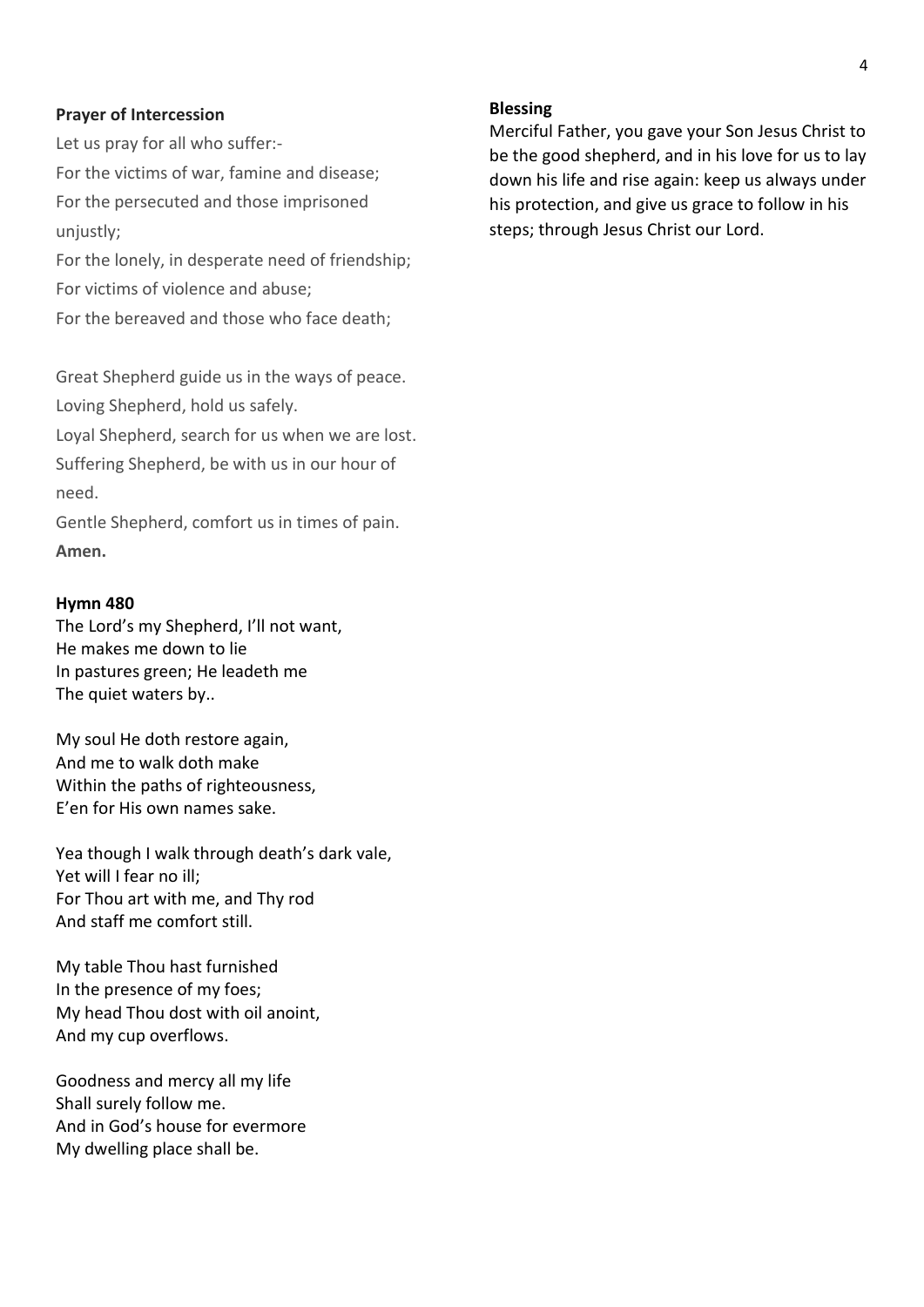**Prayer of Intercession**

Let us pray for all who suffer:-
For the victims of war, famine and disease;
For the persecuted and those imprisoned unjustly;
For the lonely, in desperate need of friendship;
For victims of violence and abuse;
For the bereaved and those who face death;

Great Shepherd guide us in the ways of peace.
Loving Shepherd, hold us safely.
Loyal Shepherd, search for us when we are lost.
Suffering Shepherd, be with us in our hour of need.
Gentle Shepherd, comfort us in times of pain.
**Amen.**

**Hymn 480**

The Lord's my Shepherd, I'll not want,
He makes me down to lie
In pastures green; He leadeth me
The quiet waters by..

My soul He doth restore again,
And me to walk doth make
Within the paths of righteousness,
E'en for His own names sake.

Yea though I walk through death's dark vale,
Yet will I fear no ill;
For Thou art with me, and Thy rod
And staff me comfort still.

My table Thou hast furnished
In the presence of my foes;
My head Thou dost with oil anoint,
And my cup overflows.

Goodness and mercy all my life
Shall surely follow me.
And in God's house for evermore
My dwelling place shall be.

**Blessing**

Merciful Father, you gave your Son Jesus Christ to be the good shepherd, and in his love for us to lay down his life and rise again: keep us always under his protection, and give us grace to follow in his steps; through Jesus Christ our Lord.